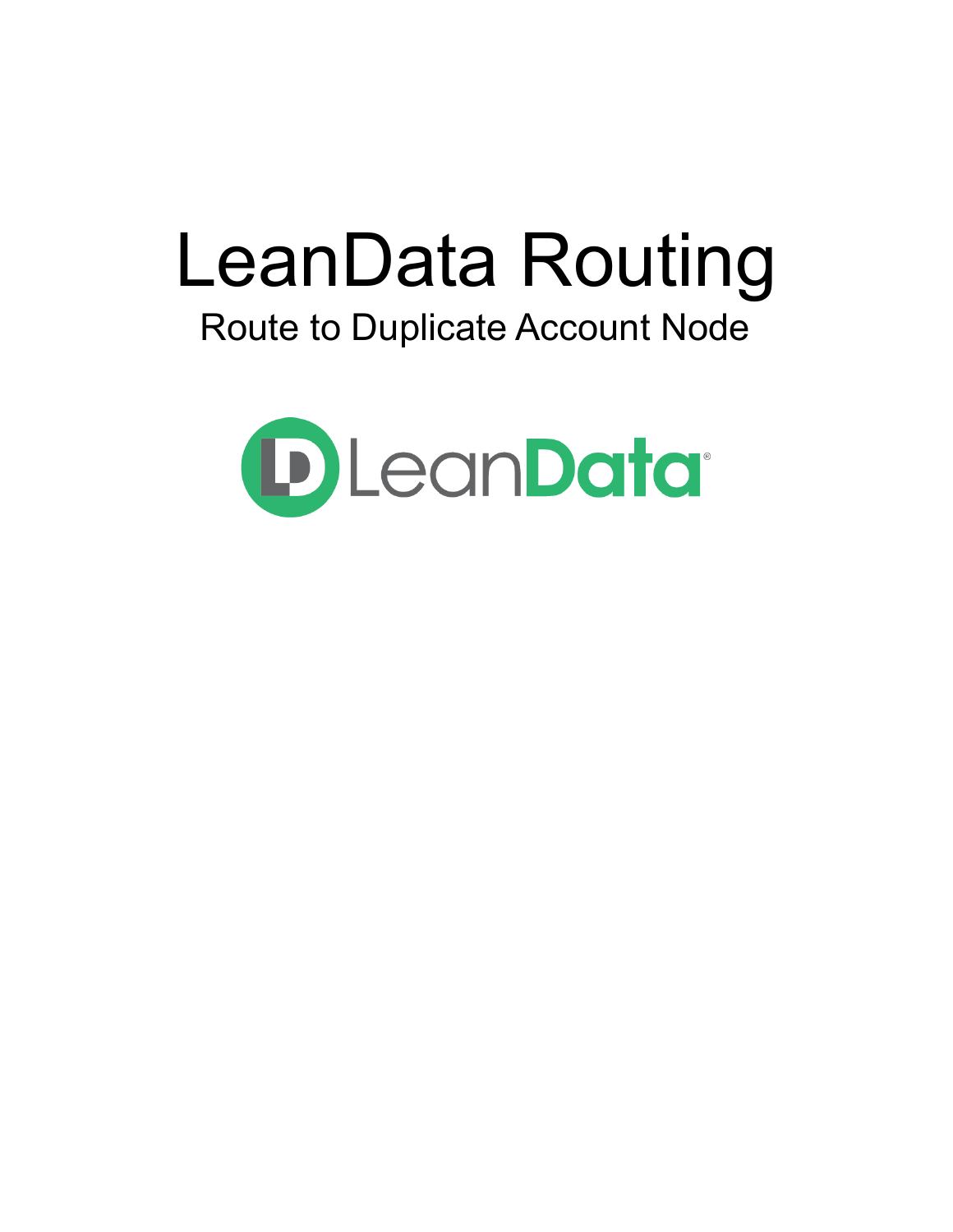# LeanData Routing

## Route to Duplicate Account Node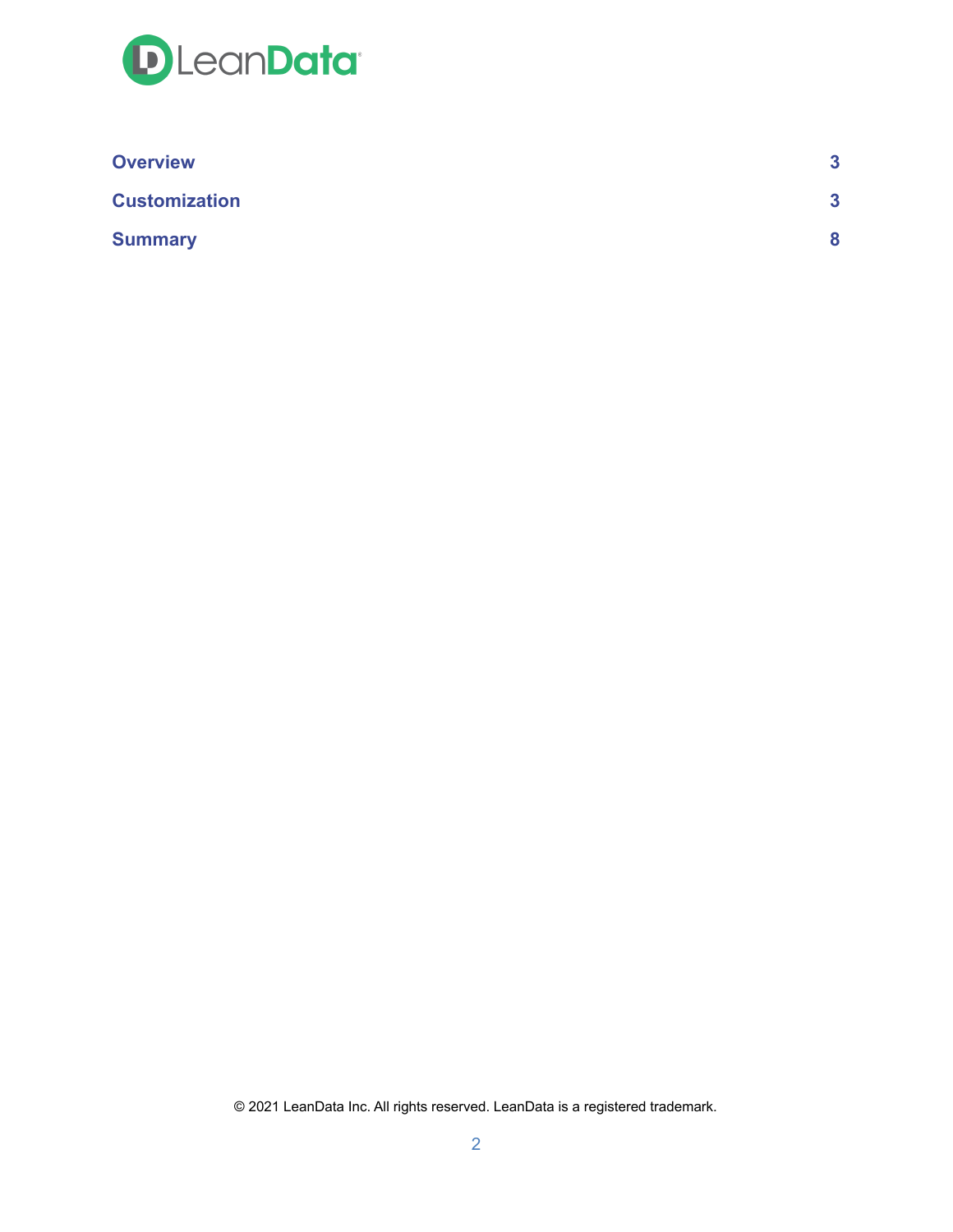| | |
|---|---|
| **Overview** | **3** |
| **Customization** | **3** |
| **Summary** | **8** |

© 2021 LeanData Inc. All rights reserved. LeanData is a registered trademark.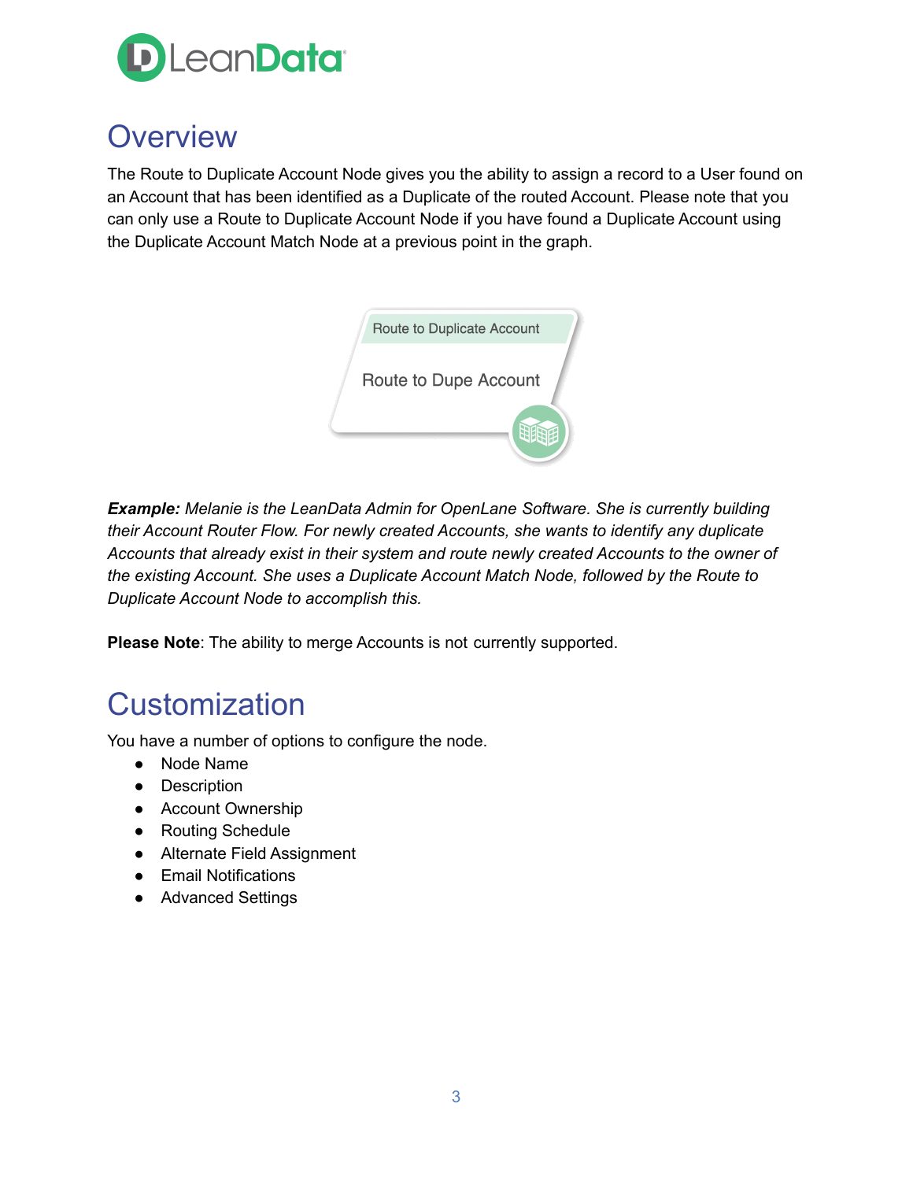# Overview

The Route to Duplicate Account Node gives you the ability to assign a record to a User found on an Account that has been identified as a Duplicate of the routed Account. Please note that you can only use a Route to Duplicate Account Node if you have found a Duplicate Account using the Duplicate Account Match Node at a previous point in the graph.

***Example:*** *Melanie is the LeanData Admin for OpenLane Software. She is currently building their Account Router Flow. For newly created Accounts, she wants to identify any duplicate Accounts that already exist in their system and route newly created Accounts to the owner of the existing Account. She uses a Duplicate Account Match Node, followed by the Route to Duplicate Account Node to accomplish this.*

**Please Note**: The ability to merge Accounts is not currently supported.

# Customization

You have a number of options to configure the node.

- Node Name
- Description
- Account Ownership
- Routing Schedule
- Alternate Field Assignment
- Email Notifications
- Advanced Settings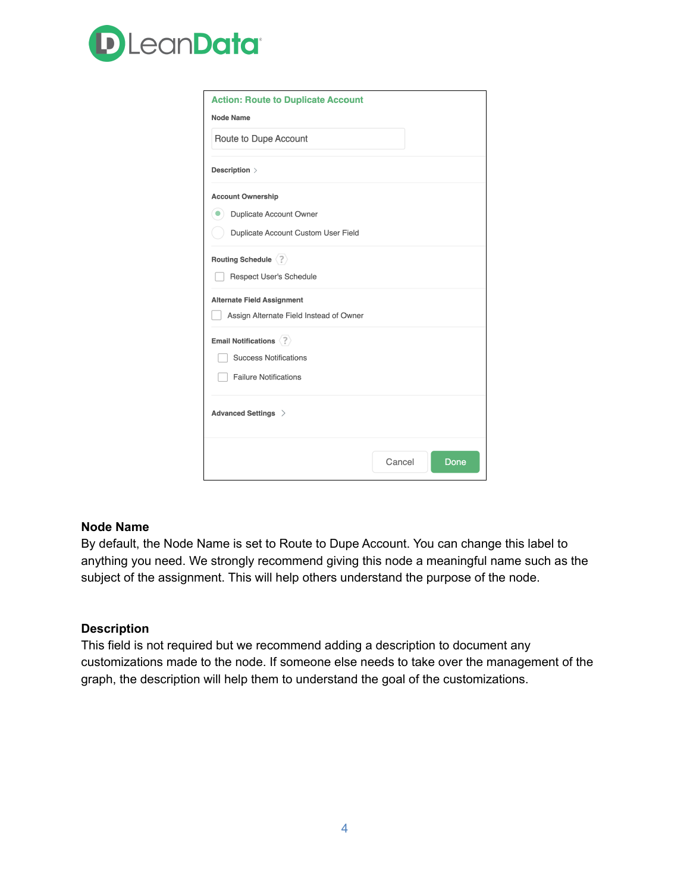**Action: Route to Duplicate Account**

**Node Name**

Route to Dupe Account

**Description**

**Account Ownership**

- (selected) Duplicate Account Owner
- Duplicate Account Custom User Field

**Routing Schedule**

- [ ] Respect User's Schedule

**Alternate Field Assignment**

- [ ] Assign Alternate Field Instead of Owner

**Email Notifications**

- [ ] Success Notifications
- [ ] Failure Notifications

**Advanced Settings**

Cancel | Done

## Node Name

By default, the Node Name is set to Route to Dupe Account. You can change this label to anything you need. We strongly recommend giving this node a meaningful name such as the subject of the assignment. This will help others understand the purpose of the node.

## Description

This field is not required but we recommend adding a description to document any customizations made to the node. If someone else needs to take over the management of the graph, the description will help them to understand the goal of the customizations.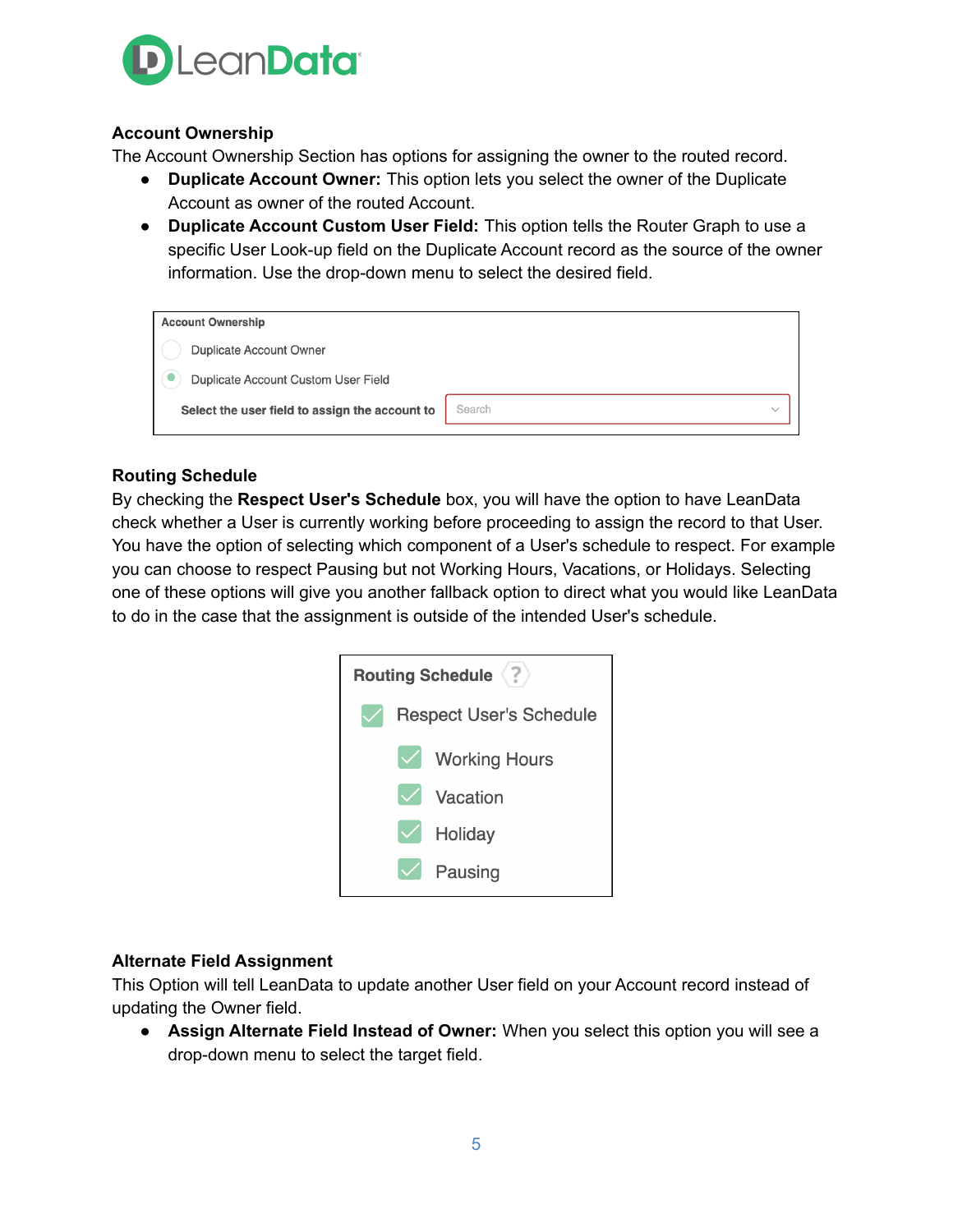### Account Ownership

The Account Ownership Section has options for assigning the owner to the routed record.

- **Duplicate Account Owner:** This option lets you select the owner of the Duplicate Account as owner of the routed Account.
- **Duplicate Account Custom User Field:** This option tells the Router Graph to use a specific User Look-up field on the Duplicate Account record as the source of the owner information. Use the drop-down menu to select the desired field.

### Routing Schedule

By checking the **Respect User's Schedule** box, you will have the option to have LeanData check whether a User is currently working before proceeding to assign the record to that User. You have the option of selecting which component of a User's schedule to respect. For example you can choose to respect Pausing but not Working Hours, Vacations, or Holidays. Selecting one of these options will give you another fallback option to direct what you would like LeanData to do in the case that the assignment is outside of the intended User's schedule.

### Alternate Field Assignment

This Option will tell LeanData to update another User field on your Account record instead of updating the Owner field.

- **Assign Alternate Field Instead of Owner:** When you select this option you will see a drop-down menu to select the target field.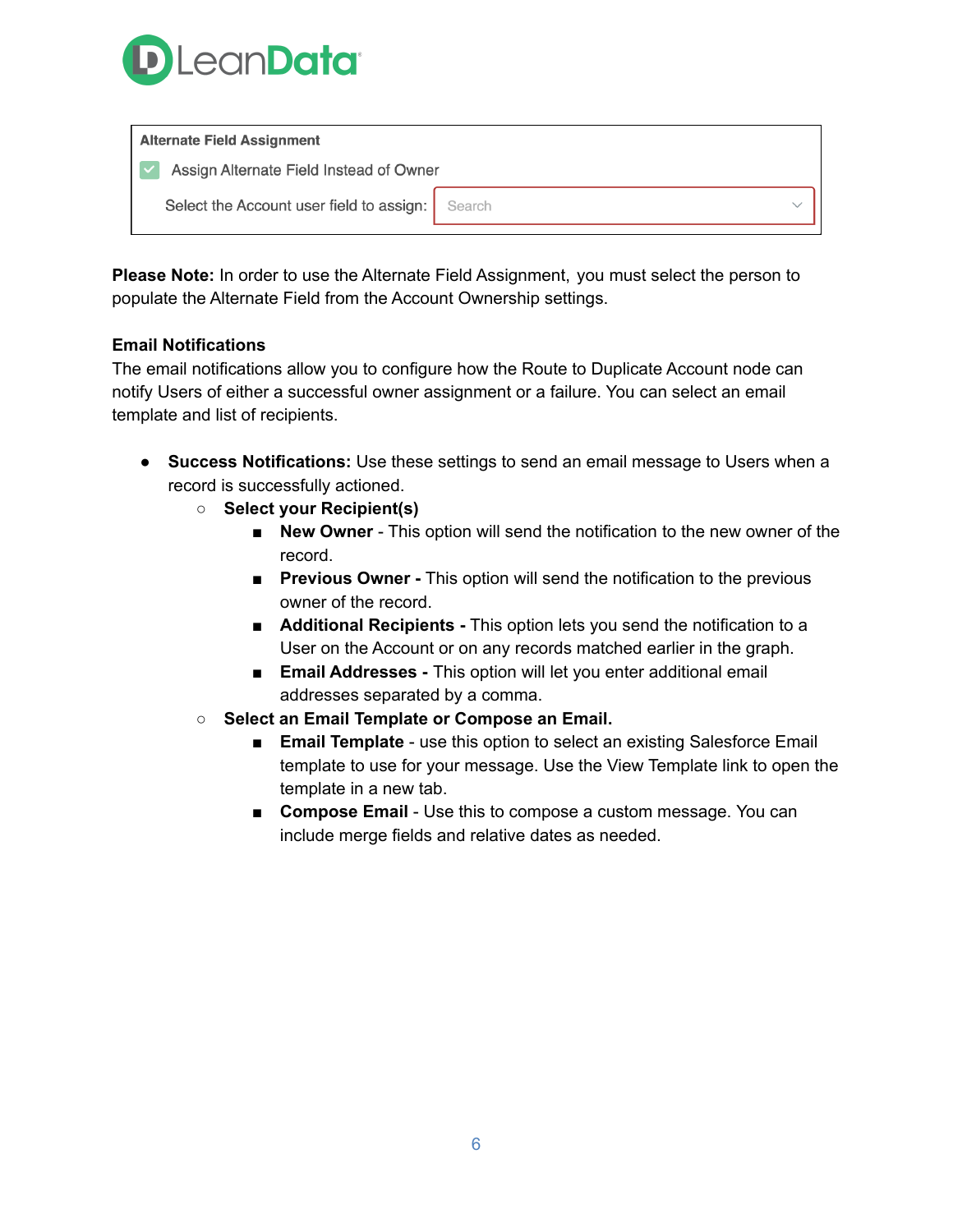Alternate Field Assignment

- [x] Assign Alternate Field Instead of Owner

Select the Account user field to assign: Search

**Please Note:** In order to use the Alternate Field Assignment, you must select the person to populate the Alternate Field from the Account Ownership settings.

**Email Notifications**

The email notifications allow you to configure how the Route to Duplicate Account node can notify Users of either a successful owner assignment or a failure. You can select an email template and list of recipients.

- **Success Notifications:** Use these settings to send an email message to Users when a record is successfully actioned.
  - **Select your Recipient(s)**
    - **New Owner** - This option will send the notification to the new owner of the record.
    - **Previous Owner -** This option will send the notification to the previous owner of the record.
    - **Additional Recipients -** This option lets you send the notification to a User on the Account or on any records matched earlier in the graph.
    - **Email Addresses -** This option will let you enter additional email addresses separated by a comma.
  - **Select an Email Template or Compose an Email.**
    - **Email Template** - use this option to select an existing Salesforce Email template to use for your message. Use the View Template link to open the template in a new tab.
    - **Compose Email** - Use this to compose a custom message. You can include merge fields and relative dates as needed.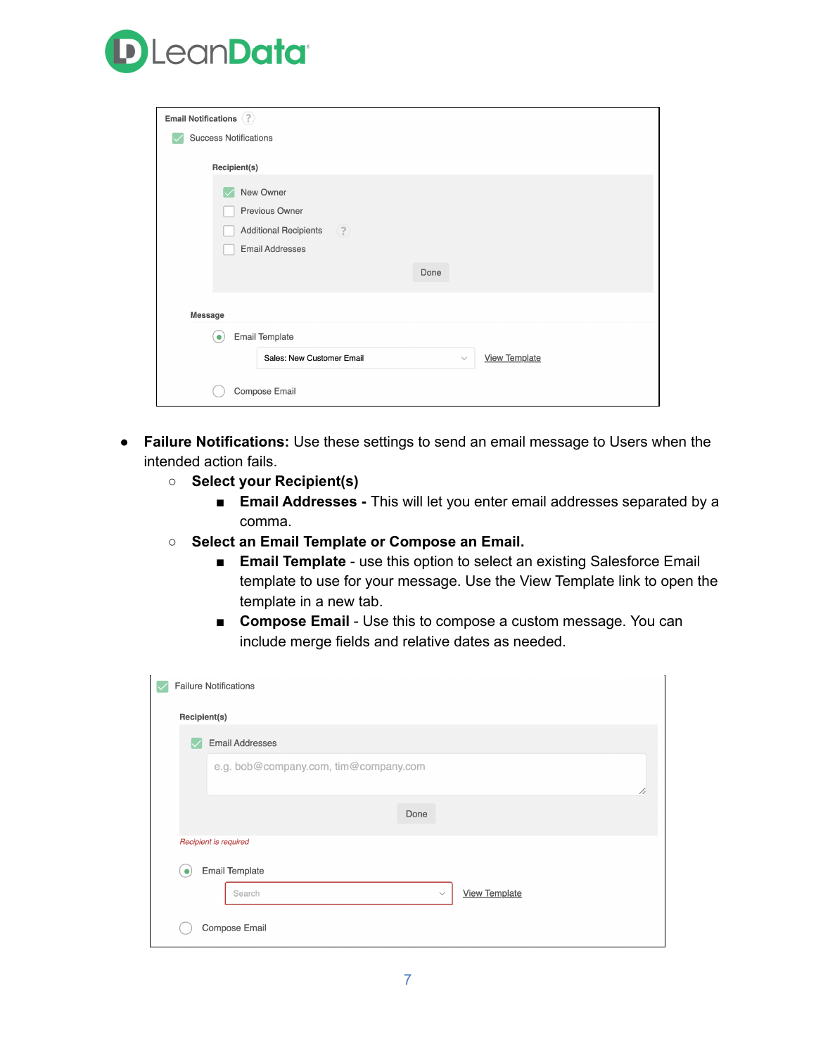- **Failure Notifications:** Use these settings to send an email message to Users when the intended action fails.
  - **Select your Recipient(s)**
    - **Email Addresses -** This will let you enter email addresses separated by a comma.
  - **Select an Email Template or Compose an Email.**
    - **Email Template** - use this option to select an existing Salesforce Email template to use for your message. Use the View Template link to open the template in a new tab.
    - **Compose Email** - Use this to compose a custom message. You can include merge fields and relative dates as needed.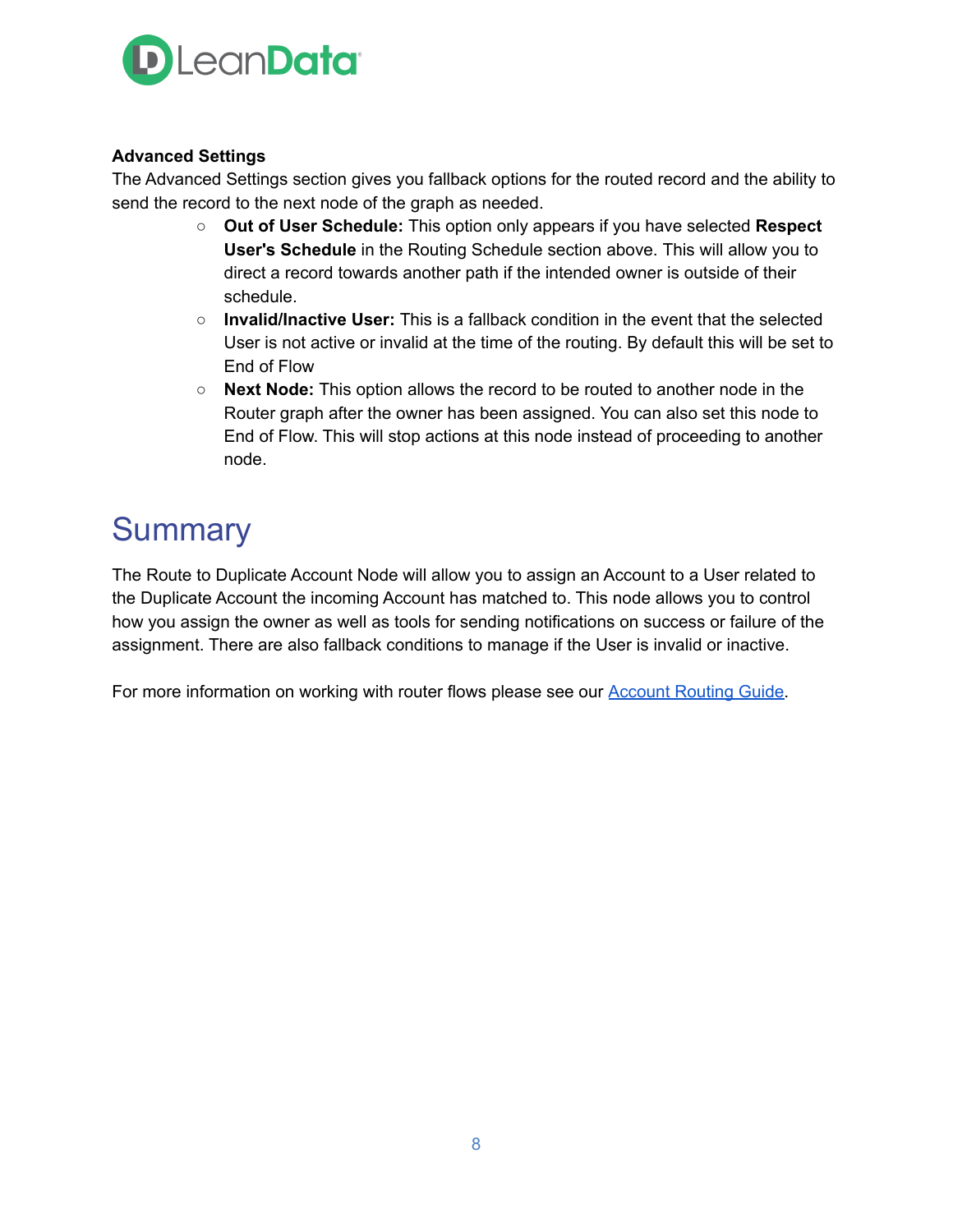**Advanced Settings**

The Advanced Settings section gives you fallback options for the routed record and the ability to send the record to the next node of the graph as needed.

- **Out of User Schedule:** This option only appears if you have selected **Respect User's Schedule** in the Routing Schedule section above. This will allow you to direct a record towards another path if the intended owner is outside of their schedule.
- **Invalid/Inactive User:** This is a fallback condition in the event that the selected User is not active or invalid at the time of the routing. By default this will be set to End of Flow
- **Next Node:** This option allows the record to be routed to another node in the Router graph after the owner has been assigned. You can also set this node to End of Flow. This will stop actions at this node instead of proceeding to another node.

# Summary

The Route to Duplicate Account Node will allow you to assign an Account to a User related to the Duplicate Account the incoming Account has matched to. This node allows you to control how you assign the owner as well as tools for sending notifications on success or failure of the assignment. There are also fallback conditions to manage if the User is invalid or inactive.

For more information on working with router flows please see our Account Routing Guide.